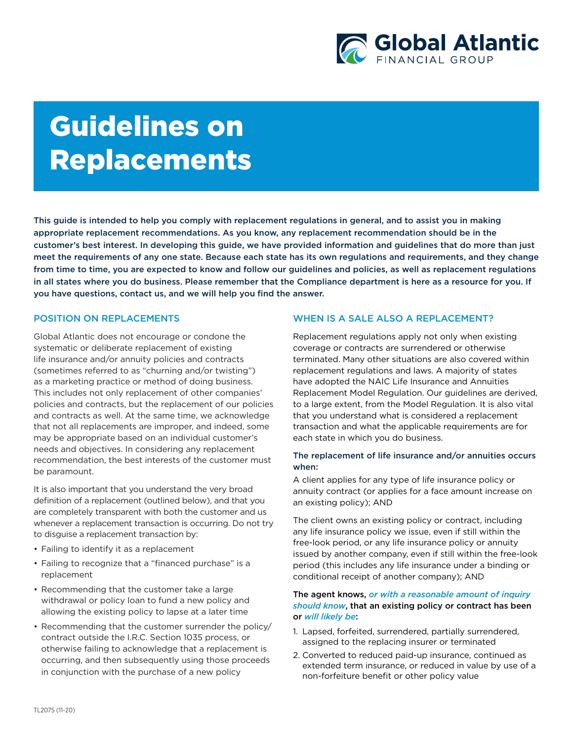# Guidelines on Replacements

**This guide is intended to help you comply with replacement regulations in general, and to assist you in making appropriate replacement recommendations. As you know, any replacement recommendation should be in the customer's best interest. In developing this guide, we have provided information and guidelines that do more than just meet the requirements of any one state. Because each state has its own regulations and requirements, and they change from time to time, you are expected to know and follow our guidelines and policies, as well as replacement regulations in all states where you do business. Please remember that the Compliance department is here as a resource for you. If you have questions, contact us, and we will help you find the answer.**

## POSITION ON REPLACEMENTS

Global Atlantic does not encourage or condone the systematic or deliberate replacement of existing life insurance and/or annuity policies and contracts (sometimes referred to as "churning and/or twisting") as a marketing practice or method of doing business. This includes not only replacement of other companies' policies and contracts, but the replacement of our policies and contracts as well. At the same time, we acknowledge that not all replacements are improper, and indeed, some may be appropriate based on an individual customer's needs and objectives. In considering any replacement recommendation, the best interests of the customer must be paramount.

It is also important that you understand the very broad definition of a replacement (outlined below), and that you are completely transparent with both the customer and us whenever a replacement transaction is occurring. Do not try to disguise a replacement transaction by:

- Failing to identify it as a replacement
- Failing to recognize that a "financed purchase" is a replacement
- Recommending that the customer take a large withdrawal or policy loan to fund a new policy and allowing the existing policy to lapse at a later time
- Recommending that the customer surrender the policy/contract outside the I.R.C. Section 1035 process, or otherwise failing to acknowledge that a replacement is occurring, and then subsequently using those proceeds in conjunction with the purchase of a new policy

## WHEN IS A SALE ALSO A REPLACEMENT?

Replacement regulations apply not only when existing coverage or contracts are surrendered or otherwise terminated. Many other situations are also covered within replacement regulations and laws. A majority of states have adopted the NAIC Life Insurance and Annuities Replacement Model Regulation. Our guidelines are derived, to a large extent, from the Model Regulation. It is also vital that you understand what is considered a replacement transaction and what the applicable requirements are for each state in which you do business.

**The replacement of life insurance and/or annuities occurs when:**

A client applies for any type of life insurance policy or annuity contract (or applies for a face amount increase on an existing policy); AND

The client owns an existing policy or contract, including any life insurance policy we issue, even if still within the free-look period, or any life insurance policy or annuity issued by another company, even if still within the free-look period (this includes any life insurance under a binding or conditional receipt of another company); AND

**The agent knows, *or with a reasonable amount of inquiry should know*, that an existing policy or contract has been or *will likely be*:**

1. Lapsed, forfeited, surrendered, partially surrendered, assigned to the replacing insurer or terminated
2. Converted to reduced paid-up insurance, continued as extended term insurance, or reduced in value by use of a non-forfeiture benefit or other policy value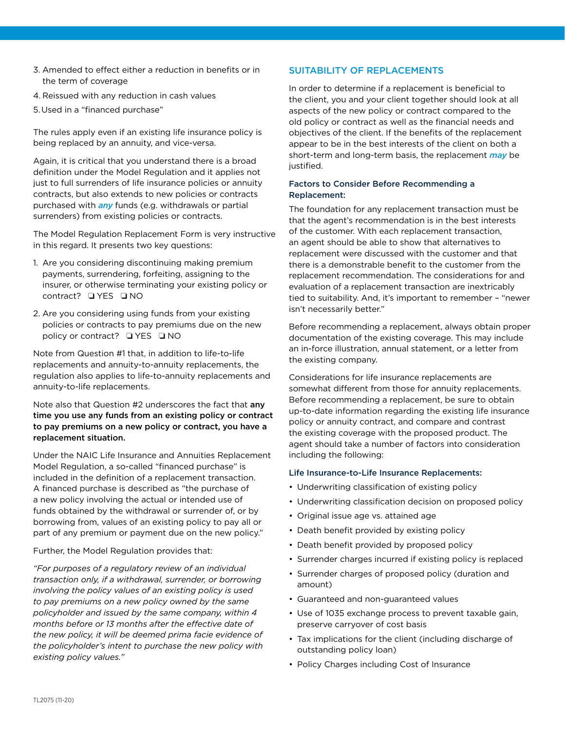3. Amended to effect either a reduction in benefits or in the term of coverage
4. Reissued with any reduction in cash values
5. Used in a "financed purchase"

The rules apply even if an existing life insurance policy is being replaced by an annuity, and vice-versa.

Again, it is critical that you understand there is a broad definition under the Model Regulation and it applies not just to full surrenders of life insurance policies or annuity contracts, but also extends to new policies or contracts purchased with ***any*** funds (e.g. withdrawals or partial surrenders) from existing policies or contracts.

The Model Regulation Replacement Form is very instructive in this regard. It presents two key questions:

1. Are you considering discontinuing making premium payments, surrendering, forfeiting, assigning to the insurer, or otherwise terminating your existing policy or contract? ❑ YES ❑ NO

2. Are you considering using funds from your existing policies or contracts to pay premiums due on the new policy or contract? ❑ YES ❑ NO

Note from Question #1 that, in addition to life-to-life replacements and annuity-to-annuity replacements, the regulation also applies to life-to-annuity replacements and annuity-to-life replacements.

Note also that Question #2 underscores the fact that **any time you use any funds from an existing policy or contract to pay premiums on a new policy or contract, you have a replacement situation.**

Under the NAIC Life Insurance and Annuities Replacement Model Regulation, a so-called "financed purchase" is included in the definition of a replacement transaction. A financed purchase is described as "the purchase of a new policy involving the actual or intended use of funds obtained by the withdrawal or surrender of, or by borrowing from, values of an existing policy to pay all or part of any premium or payment due on the new policy."

Further, the Model Regulation provides that:

*"For purposes of a regulatory review of an individual transaction only, if a withdrawal, surrender, or borrowing involving the policy values of an existing policy is used to pay premiums on a new policy owned by the same policyholder and issued by the same company, within 4 months before or 13 months after the effective date of the new policy, it will be deemed prima facie evidence of the policyholder's intent to purchase the new policy with existing policy values."*

## SUITABILITY OF REPLACEMENTS

In order to determine if a replacement is beneficial to the client, you and your client together should look at all aspects of the new policy or contract compared to the old policy or contract as well as the financial needs and objectives of the client. If the benefits of the replacement appear to be in the best interests of the client on both a short-term and long-term basis, the replacement ***may*** be justified.

### Factors to Consider Before Recommending a Replacement:

The foundation for any replacement transaction must be that the agent's recommendation is in the best interests of the customer. With each replacement transaction, an agent should be able to show that alternatives to replacement were discussed with the customer and that there is a demonstrable benefit to the customer from the replacement recommendation. The considerations for and evaluation of a replacement transaction are inextricably tied to suitability. And, it's important to remember – "newer isn't necessarily better."

Before recommending a replacement, always obtain proper documentation of the existing coverage. This may include an in-force illustration, annual statement, or a letter from the existing company.

Considerations for life insurance replacements are somewhat different from those for annuity replacements. Before recommending a replacement, be sure to obtain up-to-date information regarding the existing life insurance policy or annuity contract, and compare and contrast the existing coverage with the proposed product. The agent should take a number of factors into consideration including the following:

### Life Insurance-to-Life Insurance Replacements:

- Underwriting classification of existing policy
- Underwriting classification decision on proposed policy
- Original issue age vs. attained age
- Death benefit provided by existing policy
- Death benefit provided by proposed policy
- Surrender charges incurred if existing policy is replaced
- Surrender charges of proposed policy (duration and amount)
- Guaranteed and non-guaranteed values
- Use of 1035 exchange process to prevent taxable gain, preserve carryover of cost basis
- Tax implications for the client (including discharge of outstanding policy loan)
- Policy Charges including Cost of Insurance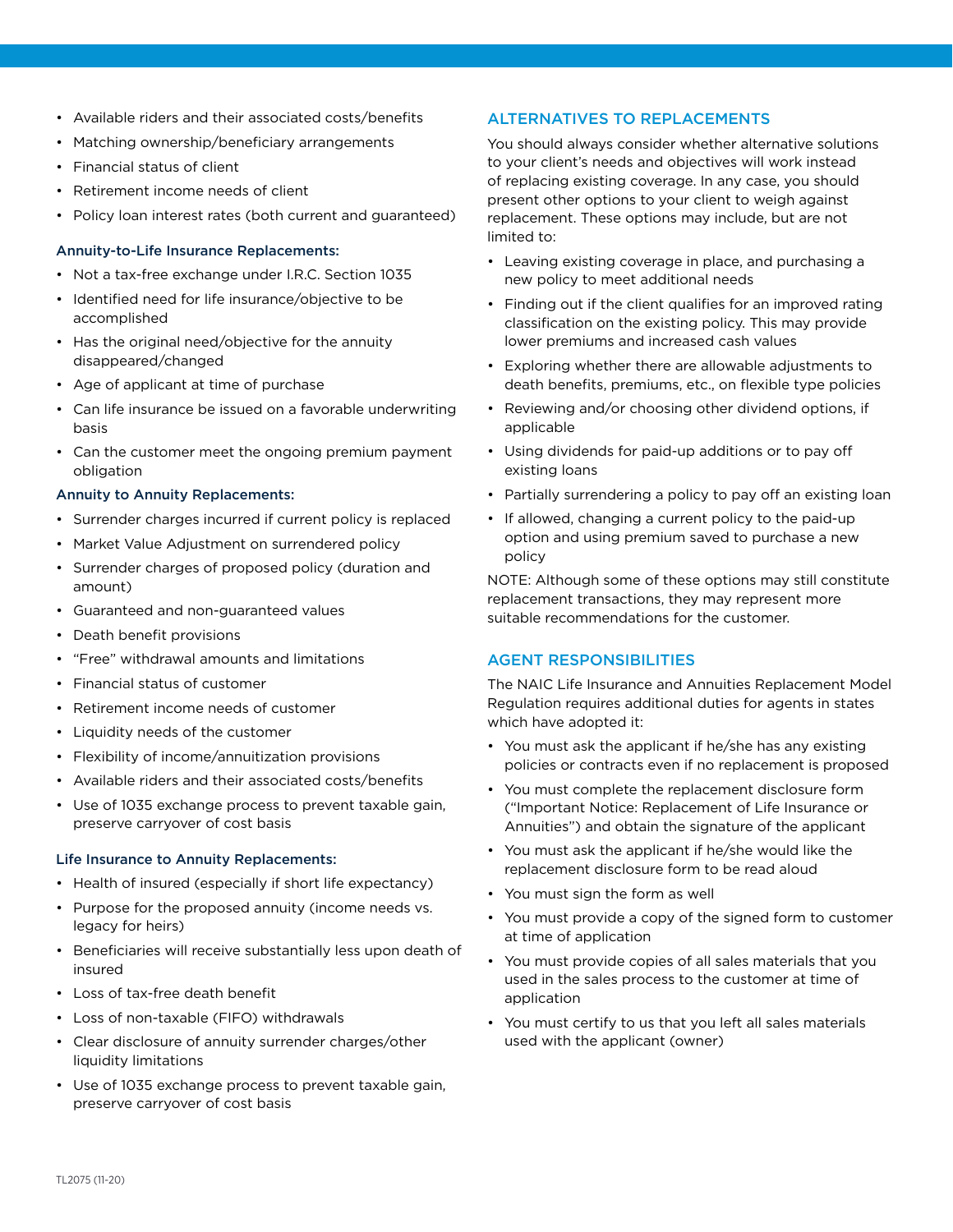- Available riders and their associated costs/benefits
- Matching ownership/beneficiary arrangements
- Financial status of client
- Retirement income needs of client
- Policy loan interest rates (both current and guaranteed)

### Annuity-to-Life Insurance Replacements:

- Not a tax-free exchange under I.R.C. Section 1035
- Identified need for life insurance/objective to be accomplished
- Has the original need/objective for the annuity disappeared/changed
- Age of applicant at time of purchase
- Can life insurance be issued on a favorable underwriting basis
- Can the customer meet the ongoing premium payment obligation

### Annuity to Annuity Replacements:

- Surrender charges incurred if current policy is replaced
- Market Value Adjustment on surrendered policy
- Surrender charges of proposed policy (duration and amount)
- Guaranteed and non-guaranteed values
- Death benefit provisions
- "Free" withdrawal amounts and limitations
- Financial status of customer
- Retirement income needs of customer
- Liquidity needs of the customer
- Flexibility of income/annuitization provisions
- Available riders and their associated costs/benefits
- Use of 1035 exchange process to prevent taxable gain, preserve carryover of cost basis

### Life Insurance to Annuity Replacements:

- Health of insured (especially if short life expectancy)
- Purpose for the proposed annuity (income needs vs. legacy for heirs)
- Beneficiaries will receive substantially less upon death of insured
- Loss of tax-free death benefit
- Loss of non-taxable (FIFO) withdrawals
- Clear disclosure of annuity surrender charges/other liquidity limitations
- Use of 1035 exchange process to prevent taxable gain, preserve carryover of cost basis

## ALTERNATIVES TO REPLACEMENTS

You should always consider whether alternative solutions to your client's needs and objectives will work instead of replacing existing coverage. In any case, you should present other options to your client to weigh against replacement. These options may include, but are not limited to:

- Leaving existing coverage in place, and purchasing a new policy to meet additional needs
- Finding out if the client qualifies for an improved rating classification on the existing policy. This may provide lower premiums and increased cash values
- Exploring whether there are allowable adjustments to death benefits, premiums, etc., on flexible type policies
- Reviewing and/or choosing other dividend options, if applicable
- Using dividends for paid-up additions or to pay off existing loans
- Partially surrendering a policy to pay off an existing loan
- If allowed, changing a current policy to the paid-up option and using premium saved to purchase a new policy

NOTE: Although some of these options may still constitute replacement transactions, they may represent more suitable recommendations for the customer.

## AGENT RESPONSIBILITIES

The NAIC Life Insurance and Annuities Replacement Model Regulation requires additional duties for agents in states which have adopted it:

- You must ask the applicant if he/she has any existing policies or contracts even if no replacement is proposed
- You must complete the replacement disclosure form ("Important Notice: Replacement of Life Insurance or Annuities") and obtain the signature of the applicant
- You must ask the applicant if he/she would like the replacement disclosure form to be read aloud
- You must sign the form as well
- You must provide a copy of the signed form to customer at time of application
- You must provide copies of all sales materials that you used in the sales process to the customer at time of application
- You must certify to us that you left all sales materials used with the applicant (owner)

TL2075 (11-20)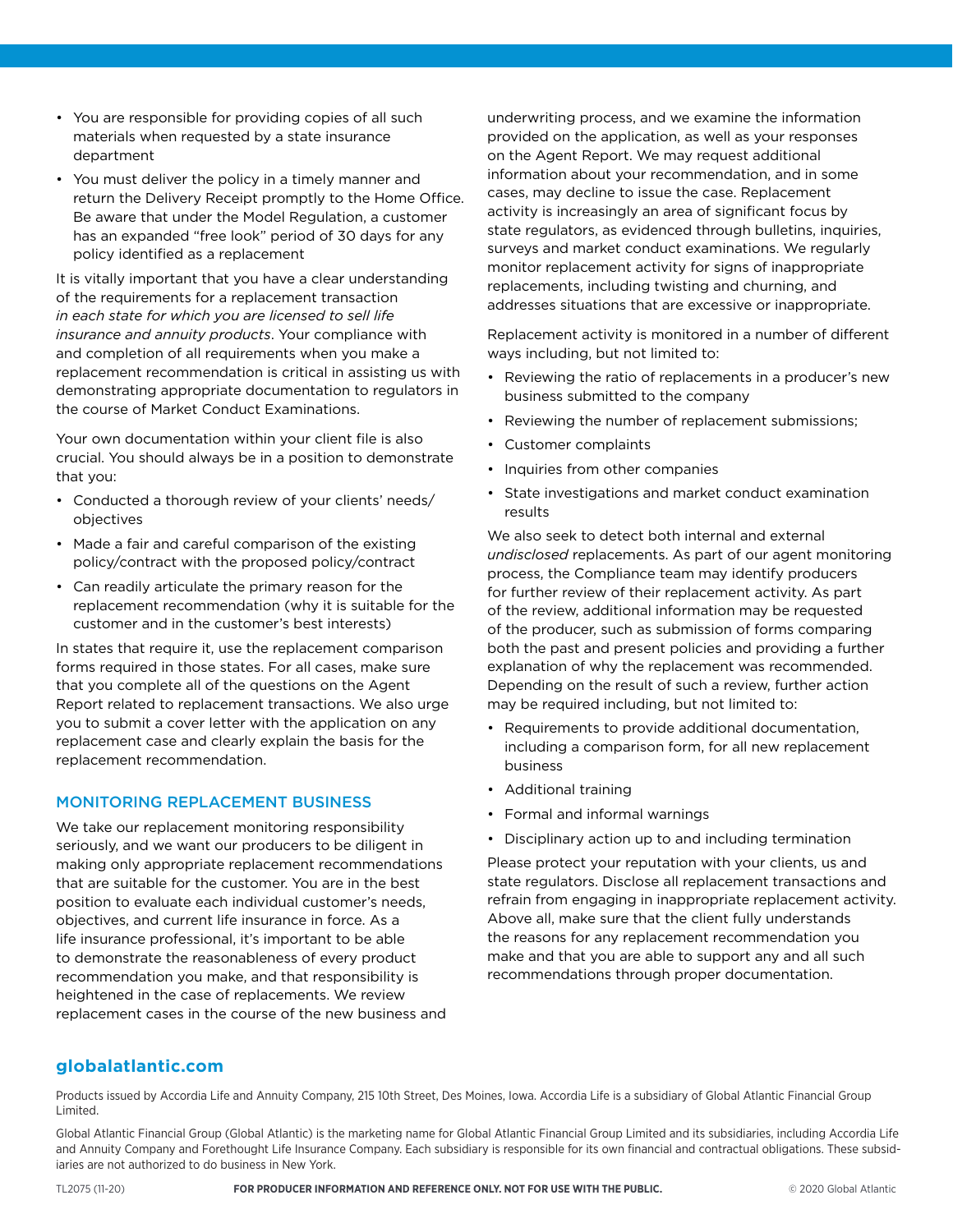- You are responsible for providing copies of all such materials when requested by a state insurance department
- You must deliver the policy in a timely manner and return the Delivery Receipt promptly to the Home Office. Be aware that under the Model Regulation, a customer has an expanded "free look" period of 30 days for any policy identified as a replacement

It is vitally important that you have a clear understanding of the requirements for a replacement transaction *in each state for which you are licensed to sell life insurance and annuity products*. Your compliance with and completion of all requirements when you make a replacement recommendation is critical in assisting us with demonstrating appropriate documentation to regulators in the course of Market Conduct Examinations.

Your own documentation within your client file is also crucial. You should always be in a position to demonstrate that you:

- Conducted a thorough review of your clients' needs/objectives
- Made a fair and careful comparison of the existing policy/contract with the proposed policy/contract
- Can readily articulate the primary reason for the replacement recommendation (why it is suitable for the customer and in the customer's best interests)

In states that require it, use the replacement comparison forms required in those states. For all cases, make sure that you complete all of the questions on the Agent Report related to replacement transactions. We also urge you to submit a cover letter with the application on any replacement case and clearly explain the basis for the replacement recommendation.

## MONITORING REPLACEMENT BUSINESS

We take our replacement monitoring responsibility seriously, and we want our producers to be diligent in making only appropriate replacement recommendations that are suitable for the customer. You are in the best position to evaluate each individual customer's needs, objectives, and current life insurance in force. As a life insurance professional, it's important to be able to demonstrate the reasonableness of every product recommendation you make, and that responsibility is heightened in the case of replacements. We review replacement cases in the course of the new business and underwriting process, and we examine the information provided on the application, as well as your responses on the Agent Report. We may request additional information about your recommendation, and in some cases, may decline to issue the case. Replacement activity is increasingly an area of significant focus by state regulators, as evidenced through bulletins, inquiries, surveys and market conduct examinations. We regularly monitor replacement activity for signs of inappropriate replacements, including twisting and churning, and addresses situations that are excessive or inappropriate.

Replacement activity is monitored in a number of different ways including, but not limited to:

- Reviewing the ratio of replacements in a producer's new business submitted to the company
- Reviewing the number of replacement submissions;
- Customer complaints
- Inquiries from other companies
- State investigations and market conduct examination results

We also seek to detect both internal and external *undisclosed* replacements. As part of our agent monitoring process, the Compliance team may identify producers for further review of their replacement activity. As part of the review, additional information may be requested of the producer, such as submission of forms comparing both the past and present policies and providing a further explanation of why the replacement was recommended. Depending on the result of such a review, further action may be required including, but not limited to:

- Requirements to provide additional documentation, including a comparison form, for all new replacement business
- Additional training
- Formal and informal warnings
- Disciplinary action up to and including termination

Please protect your reputation with your clients, us and state regulators. Disclose all replacement transactions and refrain from engaging in inappropriate replacement activity. Above all, make sure that the client fully understands the reasons for any replacement recommendation you make and that you are able to support any and all such recommendations through proper documentation.

**globalatlantic.com**

Products issued by Accordia Life and Annuity Company, 215 10th Street, Des Moines, Iowa. Accordia Life is a subsidiary of Global Atlantic Financial Group Limited.

Global Atlantic Financial Group (Global Atlantic) is the marketing name for Global Atlantic Financial Group Limited and its subsidiaries, including Accordia Life and Annuity Company and Forethought Life Insurance Company. Each subsidiary is responsible for its own financial and contractual obligations. These subsidiaries are not authorized to do business in New York.

TL2075 (11-20) **FOR PRODUCER INFORMATION AND REFERENCE ONLY. NOT FOR USE WITH THE PUBLIC.** © 2020 Global Atlantic